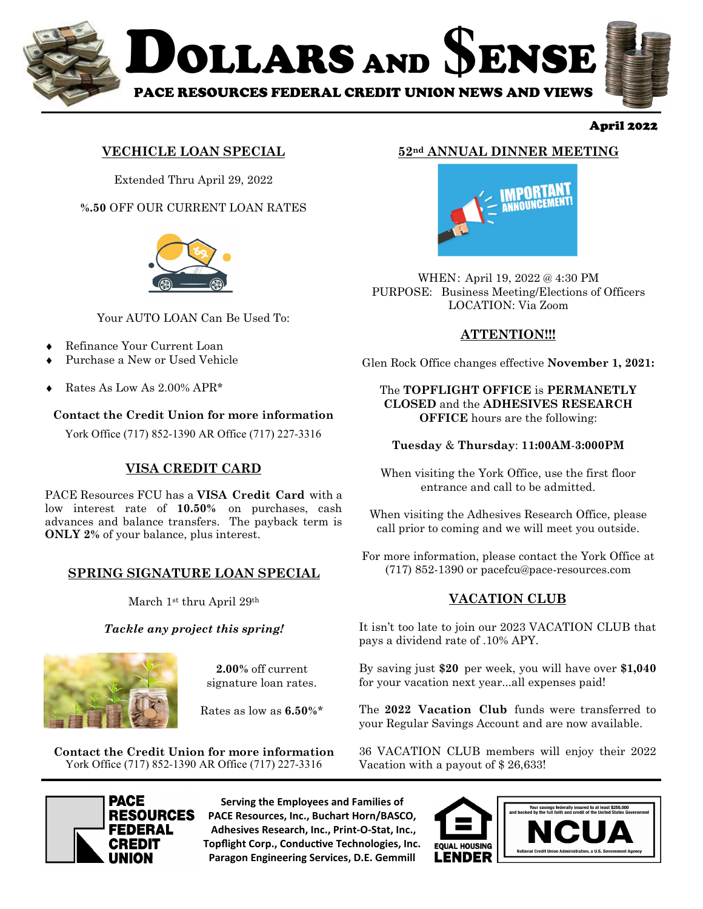# DOLLARS AND $ENSE

PACE RESOURCES FEDERAL CREDIT UNION NEWS AND VIEWS

April 2022

## VECHICLE LOAN SPECIAL

Extended Thru April 29, 2022

**%.50** OFF OUR CURRENT LOAN RATES

Your AUTO LOAN Can Be Used To:

- Refinance Your Current Loan
- Purchase a New or Used Vehicle
- Rates As Low As 2.00% APR*

**Contact the Credit Union for more information**

York Office (717) 852-1390 AR Office (717) 227-3316

## VISA CREDIT CARD

PACE Resources FCU has a **VISA Credit Card** with a low interest rate of **10.50%** on purchases, cash advances and balance transfers. The payback term is **ONLY 2%** of your balance, plus interest.

## SPRING SIGNATURE LOAN SPECIAL

March 1st thru April 29th

***Tackle any project this spring!***

**2.00%** off current signature loan rates.

Rates as low as **6.50%***

**Contact the Credit Union for more information**

York Office (717) 852-1390 AR Office (717) 227-3316

## 52nd ANNUAL DINNER MEETING

WHEN: April 19, 2022 @ 4:30 PM
PURPOSE: Business Meeting/Elections of Officers
LOCATION: Via Zoom

## ATTENTION!!!

Glen Rock Office changes effective **November 1, 2021:**

The **TOPFLIGHT OFFICE** is **PERMANETLY CLOSED** and the **ADHESIVES RESEARCH OFFICE** hours are the following:

**Tuesday** & **Thursday**: **11:00AM-3:000PM**

When visiting the York Office, use the first floor entrance and call to be admitted.

When visiting the Adhesives Research Office, please call prior to coming and we will meet you outside.

For more information, please contact the York Office at (717) 852-1390 or pacefcu@pace-resources.com

## VACATION CLUB

It isn't too late to join our 2023 VACATION CLUB that pays a dividend rate of .10% APY.

By saving just **$20** per week, you will have over **$1,040** for your vacation next year...all expenses paid!

The **2022 Vacation Club** funds were transferred to your Regular Savings Account and are now available.

36 VACATION CLUB members will enjoy their 2022 Vacation with a payout of $ 26,633!

---

PACE RESOURCES FEDERAL CREDIT UNION

**Serving the Employees and Families of PACE Resources, Inc., Buchart Horn/BASCO, Adhesives Research, Inc., Print-O-Stat, Inc., Topflight Corp., Conductive Technologies, Inc. Paragon Engineering Services, D.E. Gemmill**

EQUAL HOUSING LENDER

Your savings federally insured to at least $250,000 and backed by the full faith and credit of the United States Government
NCUA
National Credit Union Administration, a U.S. Government Agency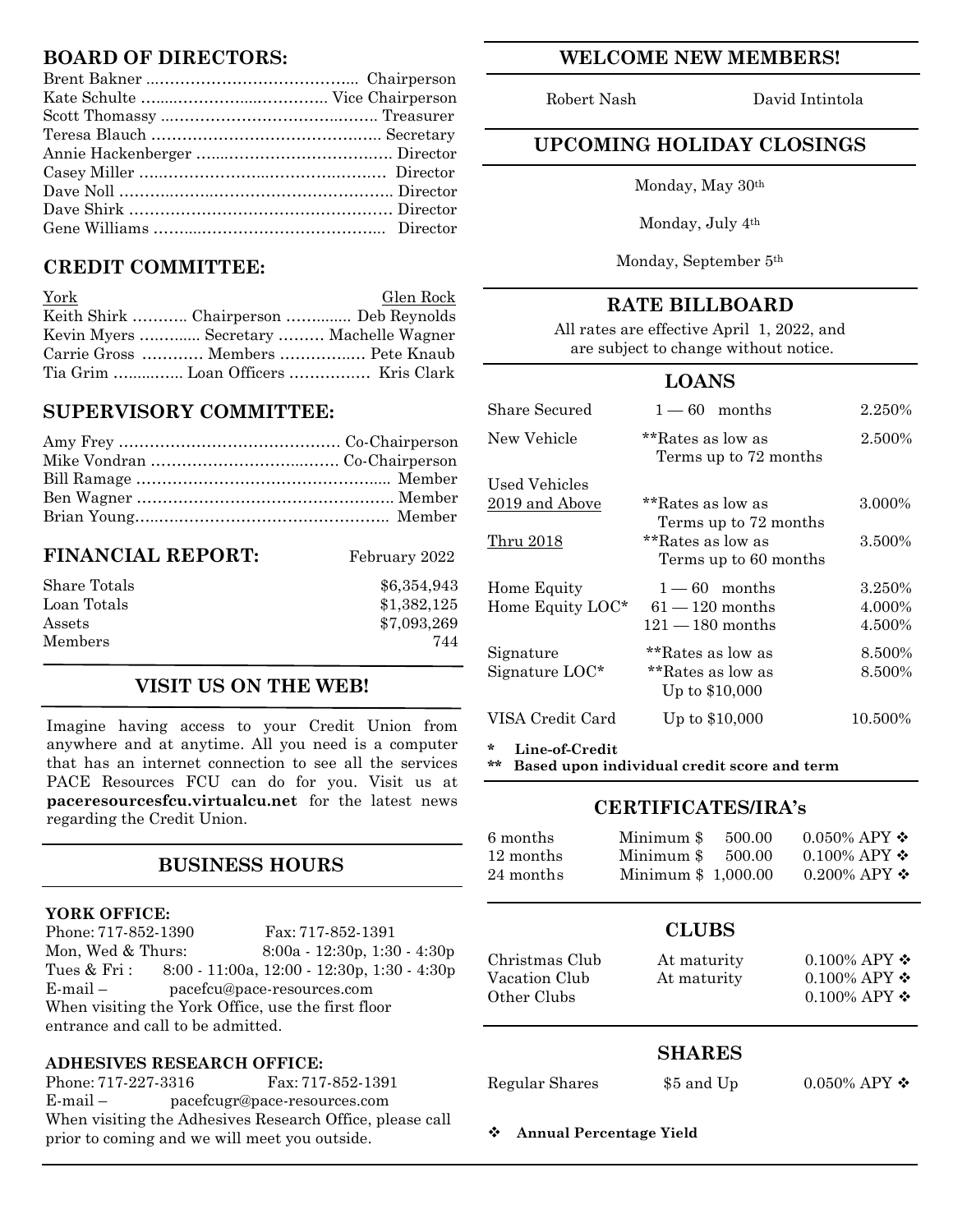## BOARD OF DIRECTORS:

| | |
|---|---|
| Brent Bakner | Chairperson |
| Kate Schulte | Vice Chairperson |
| Scott Thomassy | Treasurer |
| Teresa Blauch | Secretary |
| Annie Hackenberger | Director |
| Casey Miller | Director |
| Dave Noll | Director |
| Dave Shirk | Director |
| Gene Williams | Director |

## CREDIT COMMITTEE:

| York | | Glen Rock |
|---|---|---|
| Keith Shirk | Chairperson | Deb Reynolds |
| Kevin Myers | Secretary | Machelle Wagner |
| Carrie Gross | Members | Pete Knaub |
| Tia Grim | Loan Officers | Kris Clark |

## SUPERVISORY COMMITTEE:

| | |
|---|---|
| Amy Frey | Co-Chairperson |
| Mike Vondran | Co-Chairperson |
| Bill Ramage | Member |
| Ben Wagner | Member |
| Brian Young | Member |

## FINANCIAL REPORT: February 2022

| | |
|---|---|
| Share Totals | $6,354,943 |
| Loan Totals | $1,382,125 |
| Assets | $7,093,269 |
| Members | 744 |

## VISIT US ON THE WEB!

Imagine having access to your Credit Union from anywhere and at anytime. All you need is a computer that has an internet connection to see all the services PACE Resources FCU can do for you. Visit us at **paceresourcesfcu.virtualcu.net** for the latest news regarding the Credit Union.

## BUSINESS HOURS

**YORK OFFICE:**

Phone: 717-852-1390 Fax: 717-852-1391
Mon, Wed & Thurs: 8:00a - 12:30p, 1:30 - 4:30p
Tues & Fri : 8:00 - 11:00a, 12:00 - 12:30p, 1:30 - 4:30p
E-mail – pacefcu@pace-resources.com
When visiting the York Office, use the first floor entrance and call to be admitted.

**ADHESIVES RESEARCH OFFICE:**

Phone: 717-227-3316 Fax: 717-852-1391
E-mail – pacefcugr@pace-resources.com
When visiting the Adhesives Research Office, please call prior to coming and we will meet you outside.

## WELCOME NEW MEMBERS!

Robert Nash David Intintola

## UPCOMING HOLIDAY CLOSINGS

Monday, May 30th

Monday, July 4th

Monday, September 5th

## RATE BILLBOARD

All rates are effective April 1, 2022, and are subject to change without notice.

### LOANS

| | | |
|---|---|---|
| Share Secured | 1 — 60 months | 2.250% |
| New Vehicle | **Rates as low as Terms up to 72 months | 2.500% |
| Used Vehicles | | |
| 2019 and Above | **Rates as low as Terms up to 72 months | 3.000% |
| Thru 2018 | **Rates as low as Terms up to 60 months | 3.500% |
| Home Equity | 1 — 60 months | 3.250% |
| Home Equity LOC* | 61 — 120 months | 4.000% |
| | 121 — 180 months | 4.500% |
| Signature | **Rates as low as | 8.500% |
| Signature LOC* | **Rates as low as Up to $10,000 | 8.500% |
| VISA Credit Card | Up to $10,000 | 10.500% |

\* **Line-of-Credit**
** **Based upon individual credit score and term**

### CERTIFICATES/IRA's

| | | |
|---|---|---|
| 6 months | Minimum $ 500.00 | 0.050% APY ❖ |
| 12 months | Minimum $ 500.00 | 0.100% APY ❖ |
| 24 months | Minimum $ 1,000.00 | 0.200% APY ❖ |

### CLUBS

| | | |
|---|---|---|
| Christmas Club | At maturity | 0.100% APY ❖ |
| Vacation Club | At maturity | 0.100% APY ❖ |
| Other Clubs | | 0.100% APY ❖ |

### SHARES

| | | |
|---|---|---|
| Regular Shares | $5 and Up | 0.050% APY ❖ |

❖ **Annual Percentage Yield**